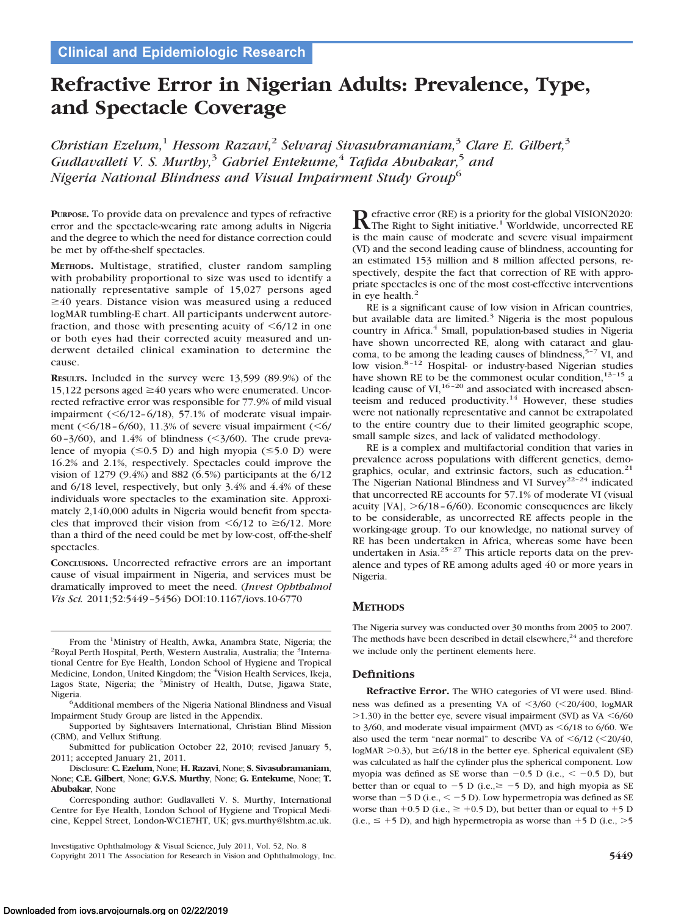Clinical and Epidemiologic Research

# Refractive Error in Nigerian Adults: Prevalence, Type, and Spectacle Coverage

*Christian Ezelum,*[1] *Hessom Razavi,*[2] *Selvaraj Sivasubramaniam,*[3] *Clare E. Gilbert,*[3] *Gudlavalleti V. S. Murthy,*[3] *Gabriel Entekume,*[4] *Tafida Abubakar,*[5] *and Nigeria National Blindness and Visual Impairment Study Group*[6]

**Purpose.** To provide data on prevalence and types of refractive error and the spectacle-wearing rate among adults in Nigeria and the degree to which the need for distance correction could be met by off-the-shelf spectacles.

**Methods.** Multistage, stratified, cluster random sampling with probability proportional to size was used to identify a nationally representative sample of 15,027 persons aged ≥40 years. Distance vision was measured using a reduced logMAR tumbling-E chart. All participants underwent autorefraction, and those with presenting acuity of <6/12 in one or both eyes had their corrected acuity measured and underwent detailed clinical examination to determine the cause.

**Results.** Included in the survey were 13,599 (89.9%) of the 15,122 persons aged ≥40 years who were enumerated. Uncorrected refractive error was responsible for 77.9% of mild visual impairment (<6/12–6/18), 57.1% of moderate visual impairment (<6/18–6/60), 11.3% of severe visual impairment (<6/60–3/60), and 1.4% of blindness (<3/60). The crude prevalence of myopia (≤0.5 D) and high myopia (≤5.0 D) were 16.2% and 2.1%, respectively. Spectacles could improve the vision of 1279 (9.4%) and 882 (6.5%) participants at the 6/12 and 6/18 level, respectively, but only 3.4% and 4.4% of these individuals wore spectacles to the examination site. Approximately 2,140,000 adults in Nigeria would benefit from spectacles that improved their vision from <6/12 to ≥6/12. More than a third of the need could be met by low-cost, off-the-shelf spectacles.

**Conclusions.** Uncorrected refractive errors are an important cause of visual impairment in Nigeria, and services must be dramatically improved to meet the need. (*Invest Ophthalmol Vis Sci.* 2011;52:5449–5456) DOI:10.1167/iovs.10-6770

From the [1]Ministry of Health, Awka, Anambra State, Nigeria; the [2]Royal Perth Hospital, Perth, Western Australia, Australia; the [3]International Centre for Eye Health, London School of Hygiene and Tropical Medicine, London, United Kingdom; the [4]Vision Health Services, Ikeja, Lagos State, Nigeria; the [5]Ministry of Health, Dutse, Jigawa State, Nigeria.

[6]Additional members of the Nigeria National Blindness and Visual Impairment Study Group are listed in the Appendix.

Supported by Sightsavers International, Christian Blind Mission (CBM), and Vellux Stiftung.

Submitted for publication October 22, 2010; revised January 5, 2011; accepted January 21, 2011.

Disclosure: **C. Ezelum**, None; **H. Razavi**, None; **S. Sivasubramaniam**, None; **C.E. Gilbert**, None; **G.V.S. Murthy**, None; **G. Entekume**, None; **T. Abubakar**, None

Corresponding author: Gudlavalleti V. S. Murthy, International Centre for Eye Health, London School of Hygiene and Tropical Medicine, Keppel Street, London-WC1E7HT, UK; gvs.murthy@lshtm.ac.uk.

Refractive error (RE) is a priority for the global VISION2020: The Right to Sight initiative.[1] Worldwide, uncorrected RE is the main cause of moderate and severe visual impairment (VI) and the second leading cause of blindness, accounting for an estimated 153 million and 8 million affected persons, respectively, despite the fact that correction of RE with appropriate spectacles is one of the most cost-effective interventions in eye health.[2]

RE is a significant cause of low vision in African countries, but available data are limited.[3] Nigeria is the most populous country in Africa.[4] Small, population-based studies in Nigeria have shown uncorrected RE, along with cataract and glaucoma, to be among the leading causes of blindness,[5–7] VI, and low vision.[8–12] Hospital- or industry-based Nigerian studies have shown RE to be the commonest ocular condition,[13–15] a leading cause of VI,[16–20] and associated with increased absenteeism and reduced productivity.[14] However, these studies were not nationally representative and cannot be extrapolated to the entire country due to their limited geographic scope, small sample sizes, and lack of validated methodology.

RE is a complex and multifactorial condition that varies in prevalence across populations with different genetics, demographics, ocular, and extrinsic factors, such as education.[21] The Nigerian National Blindness and VI Survey[22–24] indicated that uncorrected RE accounts for 57.1% of moderate VI (visual acuity [VA], >6/18–6/60). Economic consequences are likely to be considerable, as uncorrected RE affects people in the working-age group. To our knowledge, no national survey of RE has been undertaken in Africa, whereas some have been undertaken in Asia.[25–27] This article reports data on the prevalence and types of RE among adults aged 40 or more years in Nigeria.

## Methods

The Nigeria survey was conducted over 30 months from 2005 to 2007. The methods have been described in detail elsewhere,[24] and therefore we include only the pertinent elements here.

### Definitions

**Refractive Error.** The WHO categories of VI were used. Blindness was defined as a presenting VA of <3/60 (<20/400, logMAR >1.30) in the better eye, severe visual impairment (SVI) as VA <6/60 to 3/60, and moderate visual impairment (MVI) as <6/18 to 6/60. We also used the term "near normal" to describe VA of <6/12 (<20/40, logMAR >0.3), but ≥6/18 in the better eye. Spherical equivalent (SE) was calculated as half the cylinder plus the spherical component. Low myopia was defined as SE worse than −0.5 D (i.e., < −0.5 D), but better than or equal to −5 D (i.e.,≥ −5 D), and high myopia as SE worse than −5 D (i.e., < −5 D). Low hypermetropia was defined as SE worse than +0.5 D (i.e., ≥ +0.5 D), but better than or equal to +5 D (i.e., ≤ +5 D), and high hypermetropia as worse than +5 D (i.e., >5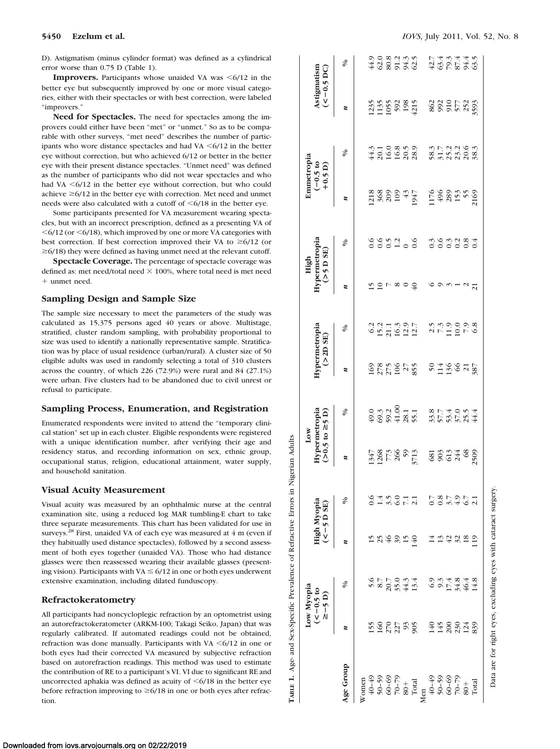D). Astigmatism (minus cylinder format) was defined as a cylindrical error worse than 0.75 D (Table 1).

**Improvers.** Participants whose unaided VA was <6/12 in the better eye but subsequently improved by one or more visual categories, either with their spectacles or with best correction, were labeled "improvers."

**Need for Spectacles.** The need for spectacles among the improvers could either have been "met" or "unmet." So as to be comparable with other surveys, "met need" describes the number of participants who wore distance spectacles and had VA <6/12 in the better eye without correction, but who achieved 6/12 or better in the better eye with their present distance spectacles. "Unmet need" was defined as the number of participants who did not wear spectacles and who had VA <6/12 in the better eye without correction, but who could achieve ≥6/12 in the better eye with correction. Met need and unmet needs were also calculated with a cutoff of <6/18 in the better eye.

Some participants presented for VA measurement wearing spectacles, but with an incorrect prescription, defined as a presenting VA of <6/12 (or <6/18), which improved by one or more VA categories with best correction. If best correction improved their VA to ≥6/12 (or ≥6/18) they were defined as having unmet need at the relevant cutoff.

**Spectacle Coverage.** The percentage of spectacle coverage was defined as: met need/total need × 100%, where total need is met need + unmet need.

## Sampling Design and Sample Size

The sample size necessary to meet the parameters of the study was calculated as 15,375 persons aged 40 years or above. Multistage, stratified, cluster random sampling, with probability proportional to size was used to identify a nationally representative sample. Stratification was by place of usual residence (urban/rural). A cluster size of 50 eligible adults was used in randomly selecting a total of 310 clusters across the country, of which 226 (72.9%) were rural and 84 (27.1%) were urban. Five clusters had to be abandoned due to civil unrest or refusal to participate.

## Sampling Process, Enumeration, and Registration

Enumerated respondents were invited to attend the "temporary clinical station" set up in each cluster. Eligible respondents were registered with a unique identification number, after verifying their age and residency status, and recording information on sex, ethnic group, occupational status, religion, educational attainment, water supply, and household sanitation.

## Visual Acuity Measurement

Visual acuity was measured by an ophthalmic nurse at the central examination site, using a reduced log MAR tumbling-E chart to take three separate measurements. This chart has been validated for use in surveys.[28] First, unaided VA of each eye was measured at 4 m (even if they habitually used distance spectacles), followed by a second assessment of both eyes together (unaided VA). Those who had distance glasses were then reassessed wearing their available glasses (presenting vision). Participants with VA ≤ 6/12 in one or both eyes underwent extensive examination, including dilated funduscopy.

## Refractokeratometry

All participants had noncycloplegic refraction by an optometrist using an autorefractokeratometer (ARKM-100; Takagi Seiko, Japan) that was regularly calibrated. If automated readings could not be obtained, refraction was done manually. Participants with VA <6/12 in one or both eyes had their corrected VA measured by subjective refraction based on autorefraction readings. This method was used to estimate the contribution of RE to a participant's VI. VI due to significant RE and uncorrected aphakia was defined as acuity of <6/18 in the better eye before refraction improving to ≥6/18 in one or both eyes after refraction.

**Table 1.** Age- and Sex-Specific Prevalence of Refractive Errors in Nigerian Adults

| Age Group | Low Myopia (<−0.5 to ≥−5 D) | | High Myopia (<−5 D SE) | | Low Hypermetropia (>0.5 to ≥5 D) | | Hypermetropia (>2D SE) | | High Hypermetropia (>5 D SE) | | Emmetropia (−0.5 to +0.5 D) | | Astigmatism (<−0.5 DC) | |
|---|---|---|---|---|---|---|---|---|---|---|---|---|---|---|
| | n | % | n | % | n | % | n | % | n | % | n | % | n | % |
| Women | | | | | | | | | | | | | | |
| 40–49 | 155 | 5.6 | 15 | 0.6 | 1347 | 49.0 | 169 | 6.2 | 15 | 0.6 | 1218 | 44.3 | 1235 | 44.9 |
| 50–59 | 160 | 8.7 | 25 | 1.4 | 1268 | 69.3 | 278 | 15.2 | 10 | 0.6 | 368 | 20.1 | 1135 | 62.0 |
| 60–69 | 270 | 20.7 | 46 | 3.5 | 773 | 59.2 | 275 | 21.1 | 7 | 0.5 | 209 | 16.0 | 1055 | 80.8 |
| 70–79 | 227 | 35.0 | 39 | 6.0 | 266 | 41.00 | 106 | 16.3 | 8 | 1.2 | 109 | 16.8 | 592 | 91.2 |
| 80+ | 93 | 44.3 | 15 | 7.1 | 59 | 28.1 | 27 | 12.9 | 0 | 0 | 43 | 20.5 | 198 | 94.3 |
| Total | 905 | 13.4 | 140 | 2.1 | 3713 | 55.1 | 855 | 12.7 | 40 | 0.6 | 1947 | 28.9 | 4215 | 62.5 |
| Men | | | | | | | | | | | | | | |
| 40–49 | 140 | 6.9 | 14 | 0.7 | 681 | 33.8 | 50 | 2.5 | 6 | 0.3 | 1176 | 58.3 | 862 | 42.7 |
| 50–59 | 145 | 9.3 | 13 | 0.8 | 903 | 57.7 | 114 | 7.3 | 9 | 0.6 | 496 | 31.7 | 992 | 63.4 |
| 60–69 | 200 | 17.4 | 42 | 3.7 | 613 | 53.4 | 136 | 11.9 | 3 | 0.3 | 289 | 25.2 | 910 | 79.3 |
| 70–79 | 230 | 34.8 | 32 | 4.9 | 244 | 37.0 | 66 | 10.0 | 1 | 0.2 | 153 | 23.2 | 577 | 87.4 |
| 80+ | 124 | 46.4 | 18 | 6.7 | 68 | 25.5 | 21 | 7.9 | 2 | 0.8 | 55 | 20.6 | 252 | 94.4 |
| Total | 839 | 14.8 | 119 | 2.1 | 2509 | 44.4 | 387 | 6.8 | 21 | 0.4 | 2169 | 38.3 | 3593 | 63.5 |

Data are for right eyes, excluding eyes with cataract surgery.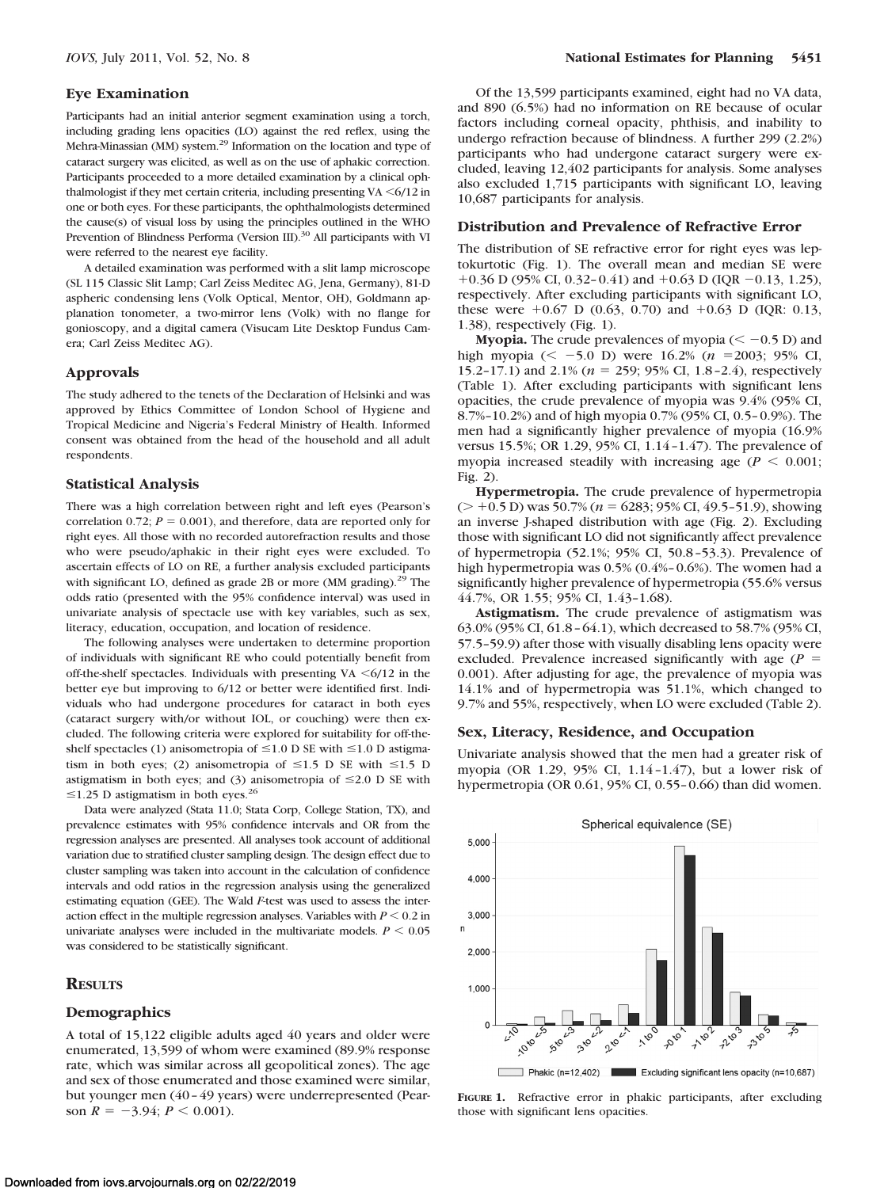### Eye Examination

Participants had an initial anterior segment examination using a torch, including grading lens opacities (LO) against the red reflex, using the Mehra-Minassian (MM) system.[29] Information on the location and type of cataract surgery was elicited, as well as on the use of aphakic correction. Participants proceeded to a more detailed examination by a clinical ophthalmologist if they met certain criteria, including presenting VA <6/12 in one or both eyes. For these participants, the ophthalmologists determined the cause(s) of visual loss by using the principles outlined in the WHO Prevention of Blindness Performa (Version III).[30] All participants with VI were referred to the nearest eye facility.

A detailed examination was performed with a slit lamp microscope (SL 115 Classic Slit Lamp; Carl Zeiss Meditec AG, Jena, Germany), 81-D aspheric condensing lens (Volk Optical, Mentor, OH), Goldmann applanation tonometer, a two-mirror lens (Volk) with no flange for gonioscopy, and a digital camera (Visucam Lite Desktop Fundus Camera; Carl Zeiss Meditec AG).

### Approvals

The study adhered to the tenets of the Declaration of Helsinki and was approved by Ethics Committee of London School of Hygiene and Tropical Medicine and Nigeria's Federal Ministry of Health. Informed consent was obtained from the head of the household and all adult respondents.

### Statistical Analysis

There was a high correlation between right and left eyes (Pearson's correlation 0.72; $P = 0.001$), and therefore, data are reported only for right eyes. All those with no recorded autorefraction results and those who were pseudo/aphakic in their right eyes were excluded. To ascertain effects of LO on RE, a further analysis excluded participants with significant LO, defined as grade 2B or more (MM grading).[29] The odds ratio (presented with the 95% confidence interval) was used in univariate analysis of spectacle use with key variables, such as sex, literacy, education, occupation, and location of residence.

The following analyses were undertaken to determine proportion of individuals with significant RE who could potentially benefit from off-the-shelf spectacles. Individuals with presenting VA <6/12 in the better eye but improving to 6/12 or better were identified first. Individuals who had undergone procedures for cataract in both eyes (cataract surgery with/or without IOL, or couching) were then excluded. The following criteria were explored for suitability for off-the-shelf spectacles (1) anisometropia of ≤1.0 D SE with ≤1.0 D astigmatism in both eyes; (2) anisometropia of ≤1.5 D SE with ≤1.5 D astigmatism in both eyes; and (3) anisometropia of ≤2.0 D SE with ≤1.25 D astigmatism in both eyes.[26]

Data were analyzed (Stata 11.0; Stata Corp, College Station, TX), and prevalence estimates with 95% confidence intervals and OR from the regression analyses are presented. All analyses took account of additional variation due to stratified cluster sampling design. The design effect due to cluster sampling was taken into account in the calculation of confidence intervals and odd ratios in the regression analysis using the generalized estimating equation (GEE). The Wald *F*-test was used to assess the interaction effect in the multiple regression analyses. Variables with $P < 0.2$ in univariate analyses were included in the multivariate models. $P < 0.05$ was considered to be statistically significant.

## Results

### Demographics

A total of 15,122 eligible adults aged 40 years and older were enumerated, 13,599 of whom were examined (89.9% response rate, which was similar across all geopolitical zones). The age and sex of those enumerated and those examined were similar, but younger men (40–49 years) were underrepresented (Pearson $R = -3.94$; $P < 0.001$).

Of the 13,599 participants examined, eight had no VA data, and 890 (6.5%) had no information on RE because of ocular factors including corneal opacity, phthisis, and inability to undergo refraction because of blindness. A further 299 (2.2%) participants who had undergone cataract surgery were excluded, leaving 12,402 participants for analysis. Some analyses also excluded 1,715 participants with significant LO, leaving 10,687 participants for analysis.

### Distribution and Prevalence of Refractive Error

The distribution of SE refractive error for right eyes was leptokurtotic (Fig. 1). The overall mean and median SE were +0.36 D (95% CI, 0.32–0.41) and +0.63 D (IQR −0.13, 1.25), respectively. After excluding participants with significant LO, these were +0.67 D (0.63, 0.70) and +0.63 D (IQR: 0.13, 1.38), respectively (Fig. 1).

**Myopia.** The crude prevalences of myopia (< −0.5 D) and high myopia (< −5.0 D) were 16.2% ($n$ = 2003; 95% CI, 15.2–17.1) and 2.1% ($n$ = 259; 95% CI, 1.8–2.4), respectively (Table 1). After excluding participants with significant lens opacities, the crude prevalence of myopia was 9.4% (95% CI, 8.7%–10.2%) and of high myopia 0.7% (95% CI, 0.5–0.9%). The men had a significantly higher prevalence of myopia (16.9% versus 15.5%; OR 1.29, 95% CI, 1.14–1.47). The prevalence of myopia increased steadily with increasing age ($P < 0.001$; Fig. 2).

**Hypermetropia.** The crude prevalence of hypermetropia (> +0.5 D) was 50.7% ($n$ = 6283; 95% CI, 49.5–51.9), showing an inverse J-shaped distribution with age (Fig. 2). Excluding those with significant LO did not significantly affect prevalence of hypermetropia (52.1%; 95% CI, 50.8–53.3). Prevalence of high hypermetropia was 0.5% (0.4%–0.6%). The women had a significantly higher prevalence of hypermetropia (55.6% versus 44.7%, OR 1.55; 95% CI, 1.43–1.68).

**Astigmatism.** The crude prevalence of astigmatism was 63.0% (95% CI, 61.8–64.1), which decreased to 58.7% (95% CI, 57.5–59.9) after those with visually disabling lens opacity were excluded. Prevalence increased significantly with age ($P = 0.001$). After adjusting for age, the prevalence of myopia was 14.1% and of hypermetropia was 51.1%, which changed to 9.7% and 55%, respectively, when LO were excluded (Table 2).

### Sex, Literacy, Residence, and Occupation

Univariate analysis showed that the men had a greater risk of myopia (OR 1.29, 95% CI, 1.14–1.47), but a lower risk of hypermetropia (OR 0.61, 95% CI, 0.55–0.66) than did women.

**Figure 1.** Refractive error in phakic participants, after excluding those with significant lens opacities.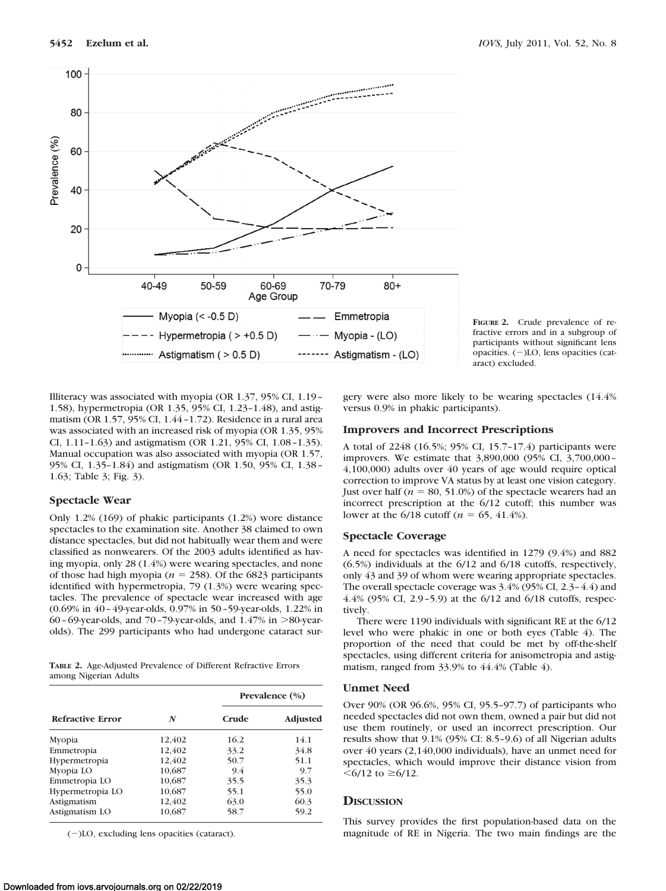FIGURE 2. Crude prevalence of refractive errors and in a subgroup of participants without significant lens opacities. (−)LO, lens opacities (cataract) excluded.

Illiteracy was associated with myopia (OR 1.37, 95% CI, 1.19–1.58), hypermetropia (OR 1.35, 95% CI, 1.23–1.48), and astigmatism (OR 1.57, 95% CI, 1.44–1.72). Residence in a rural area was associated with an increased risk of myopia (OR 1.35, 95% CI, 1.11–1.63) and astigmatism (OR 1.21, 95% CI, 1.08–1.35). Manual occupation was also associated with myopia (OR 1.57, 95% CI, 1.35–1.84) and astigmatism (OR 1.50, 95% CI, 1.38–1.63; Table 3; Fig. 3).

### Spectacle Wear

Only 1.2% (169) of phakic participants (1.2%) wore distance spectacles to the examination site. Another 38 claimed to own distance spectacles, but did not habitually wear them and were classified as nonwearers. Of the 2003 adults identified as having myopia, only 28 (1.4%) were wearing spectacles, and none of those had high myopia ($n$ = 258). Of the 6823 participants identified with hypermetropia, 79 (1.3%) were wearing spectacles. The prevalence of spectacle wear increased with age (0.69% in 40–49-year-olds, 0.97% in 50–59-year-olds, 1.22% in 60–69-year-olds, and 70–79-year-olds, and 1.47% in >80-year-olds). The 299 participants who had undergone cataract surgery were also more likely to be wearing spectacles (14.4% versus 0.9% in phakic participants).

**TABLE 2.** Age-Adjusted Prevalence of Different Refractive Errors among Nigerian Adults

| Refractive Error | N | Prevalence (%) | |
|---|---|---|---|
| | | Crude | Adjusted |
| Myopia | 12,402 | 16.2 | 14.1 |
| Emmetropia | 12,402 | 33.2 | 34.8 |
| Hypermetropia | 12,402 | 50.7 | 51.1 |
| Myopia LO | 10,687 | 9.4 | 9.7 |
| Emmetropia LO | 10,687 | 35.5 | 35.3 |
| Hypermetropia LO | 10,687 | 55.1 | 55.0 |
| Astigmatism | 12,402 | 63.0 | 60.3 |
| Astigmatism LO | 10,687 | 58.7 | 59.2 |

(−)LO, excluding lens opacities (cataract).

### Improvers and Incorrect Prescriptions

A total of 2248 (16.5%; 95% CI, 15.7–17.4) participants were improvers. We estimate that 3,890,000 (95% CI, 3,700,000–4,100,000) adults over 40 years of age would require optical correction to improve VA status by at least one vision category. Just over half ($n$ = 80, 51.0%) of the spectacle wearers had an incorrect prescription at the 6/12 cutoff; this number was lower at the 6/18 cutoff ($n$ = 65, 41.4%).

### Spectacle Coverage

A need for spectacles was identified in 1279 (9.4%) and 882 (6.5%) individuals at the 6/12 and 6/18 cutoffs, respectively, only 43 and 39 of whom were wearing appropriate spectacles. The overall spectacle coverage was 3.4% (95% CI, 2.3–4.4) and 4.4% (95% CI, 2.9–5.9) at the 6/12 and 6/18 cutoffs, respectively.

There were 1190 individuals with significant RE at the 6/12 level who were phakic in one or both eyes (Table 4). The proportion of the need that could be met by off-the-shelf spectacles, using different criteria for anisometropia and astigmatism, ranged from 33.9% to 44.4% (Table 4).

### Unmet Need

Over 90% (OR 96.6%, 95% CI, 95.5–97.7) of participants who needed spectacles did not own them, owned a pair but did not use them routinely, or used an incorrect prescription. Our results show that 9.1% (95% CI: 8.5–9.6) of all Nigerian adults over 40 years (2,140,000 individuals), have an unmet need for spectacles, which would improve their distance vision from <6/12 to ≥6/12.

## Discussion

This survey provides the first population-based data on the magnitude of RE in Nigeria. The two main findings are the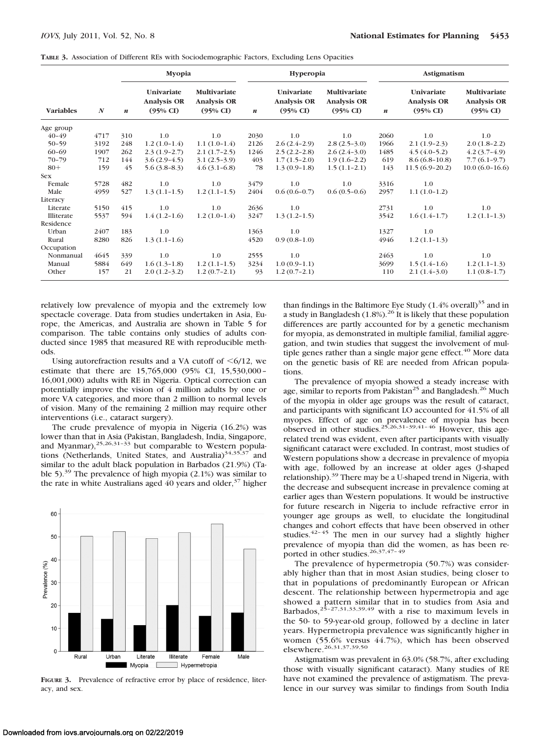**TABLE 3.** Association of Different REs with Sociodemographic Factors, Excluding Lens Opacities

| | | Myopia | | | Hyperopia | | | Astigmatism | | |
|---|---|---|---|---|---|---|---|---|---|---|
| **Variables** | ***N*** | ***n*** | **Univariate Analysis OR (95% CI)** | **Multivariate Analysis OR (95% CI)** | ***n*** | **Univariate Analysis OR (95% CI)** | **Multivariate Analysis OR (95% CI)** | ***n*** | **Univariate Analysis OR (95% CI)** | **Multivariate Analysis OR (95% CI)** |
| Age group | | | | | | | | | | |
| 40–49 | 4717 | 310 | 1.0 | 1.0 | 2030 | 1.0 | 1.0 | 2060 | 1.0 | 1.0 |
| 50–59 | 3192 | 248 | 1.2 (1.0–1.4) | 1.1 (1.0–1.4) | 2126 | 2.6 (2.4–2.9) | 2.8 (2.5–3.0) | 1966 | 2.1 (1.9–2.3) | 2.0 (1.8–2.2) |
| 60–69 | 1907 | 262 | 2.3 (1.9–2.7) | 2.1 (1.7–2.5) | 1246 | 2.5 (2.2–2.8) | 2.6 (2.4–3.0) | 1485 | 4.5 (4.0–5.2) | 4.2 (3.7–4.9) |
| 70–79 | 712 | 144 | 3.6 (2.9–4.5) | 3.1 (2.5–3.9) | 403 | 1.7 (1.5–2.0) | 1.9 (1.6–2.2) | 619 | 8.6 (6.8–10.8) | 7.7 (6.1–9.7) |
| 80+ | 159 | 45 | 5.6 (3.8–8.3) | 4.6 (3.1–6.8) | 78 | 1.3 (0.9–1.8) | 1.5 (1.1–2.1) | 143 | 11.5 (6.9–20.2) | 10.0 (6.0–16.6) |
| Sex | | | | | | | | | | |
| Female | 5728 | 482 | 1.0 | 1.0 | 3479 | 1.0 | 1.0 | 3316 | 1.0 | |
| Male | 4959 | 527 | 1.3 (1.1–1.5) | 1.2 (1.1–1.5) | 2404 | 0.6 (0.6–0.7) | 0.6 (0.5–0.6) | 2957 | 1.1 (1.0–1.2) | |
| Literacy | | | | | | | | | | |
| Literate | 5150 | 415 | 1.0 | 1.0 | 2636 | 1.0 | | 2731 | 1.0 | 1.0 |
| Illiterate | 5537 | 594 | 1.4 (1.2–1.6) | 1.2 (1.0–1.4) | 3247 | 1.3 (1.2–1.5) | | 3542 | 1.6 (1.4–1.7) | 1.2 (1.1–1.3) |
| Residence | | | | | | | | | | |
| Urban | 2407 | 183 | 1.0 | | 1363 | 1.0 | | 1327 | 1.0 | |
| Rural | 8280 | 826 | 1.3 (1.1–1.6) | | 4520 | 0.9 (0.8–1.0) | | 4946 | 1.2 (1.1–1.3) | |
| Occupation | | | | | | | | | | |
| Nonmanual | 4645 | 339 | 1.0 | 1.0 | 2555 | 1.0 | | 2463 | 1.0 | 1.0 |
| Manual | 5884 | 649 | 1.6 (1.3–1.8) | 1.2 (1.1–1.5) | 3234 | 1.0 (0.9–1.1) | | 3699 | 1.5 (1.4–1.6) | 1.2 (1.1–1.3) |
| Other | 157 | 21 | 2.0 (1.2–3.2) | 1.2 (0.7–2.1) | 93 | 1.2 (0.7–2.1) | | 110 | 2.1 (1.4–3.0) | 1.1 (0.8–1.7) |

relatively low prevalence of myopia and the extremely low spectacle coverage. Data from studies undertaken in Asia, Europe, the Americas, and Australia are shown in Table 5 for comparison. The table contains only studies of adults conducted since 1985 that measured RE with reproducible methods.

Using autorefraction results and a VA cutoff of <6/12, we estimate that there are 15,765,000 (95% CI, 15,530,000–16,001,000) adults with RE in Nigeria. Optical correction can potentially improve the vision of 4 million adults by one or more VA categories, and more than 2 million to normal levels of vision. Many of the remaining 2 million may require other interventions (i.e., cataract surgery).

The crude prevalence of myopia in Nigeria (16.2%) was lower than that in Asia (Pakistan, Bangladesh, India, Singapore, and Myanmar),[25,26,31–33] but comparable to Western populations (Netherlands, United States, and Australia)[34,35,37] and similar to the adult black population in Barbados (21.9%) (Table 5).[39] The prevalence of high myopia (2.1%) was similar to the rate in white Australians aged 40 years and older,[37] higher than findings in the Baltimore Eye Study (1.4% overall)[35] and in a study in Bangladesh (1.8%).[26] It is likely that these population differences are partly accounted for by a genetic mechanism for myopia, as demonstrated in multiple familial, familial aggregation, and twin studies that suggest the involvement of multiple genes rather than a single major gene effect.[40] More data on the genetic basis of RE are needed from African populations.

The prevalence of myopia showed a steady increase with age, similar to reports from Pakistan[25] and Bangladesh.[26] Much of the myopia in older age groups was the result of cataract, and participants with significant LO accounted for 41.5% of all myopes. Effect of age on prevalence of myopia has been observed in other studies.[25,26,31–39,41–46] However, this age-related trend was evident, even after participants with visually significant cataract were excluded. In contrast, most studies of Western populations show a decrease in prevalence of myopia with age, followed by an increase at older ages (J-shaped relationship).[39] There may be a U-shaped trend in Nigeria, with the decrease and subsequent increase in prevalence coming at earlier ages than Western populations. It would be instructive for future research in Nigeria to include refractive error in younger age groups as well, to elucidate the longitudinal changes and cohort effects that have been observed in other studies.[42–45] The men in our survey had a slightly higher prevalence of myopia than did the women, as has been reported in other studies.[26,37,47–49]

The prevalence of hypermetropia (50.7%) was considerably higher than that in most Asian studies, being closer to that in populations of predominantly European or African descent. The relationship between hypermetropia and age showed a pattern similar that in to studies from Asia and Barbados,[25–27,31,33,39,49] with a rise to maximum levels in the 50- to 59-year-old group, followed by a decline in later years. Hypermetropia prevalence was significantly higher in women (55.6% versus 44.7%), which has been observed elsewhere.[26,31,37,39,50]

Astigmatism was prevalent in 63.0% (58.7%, after excluding those with visually significant cataract). Many studies of RE have not examined the prevalence of astigmatism. The prevalence in our survey was similar to findings from South India

**FIGURE 3.** Prevalence of refractive error by place of residence, literacy, and sex.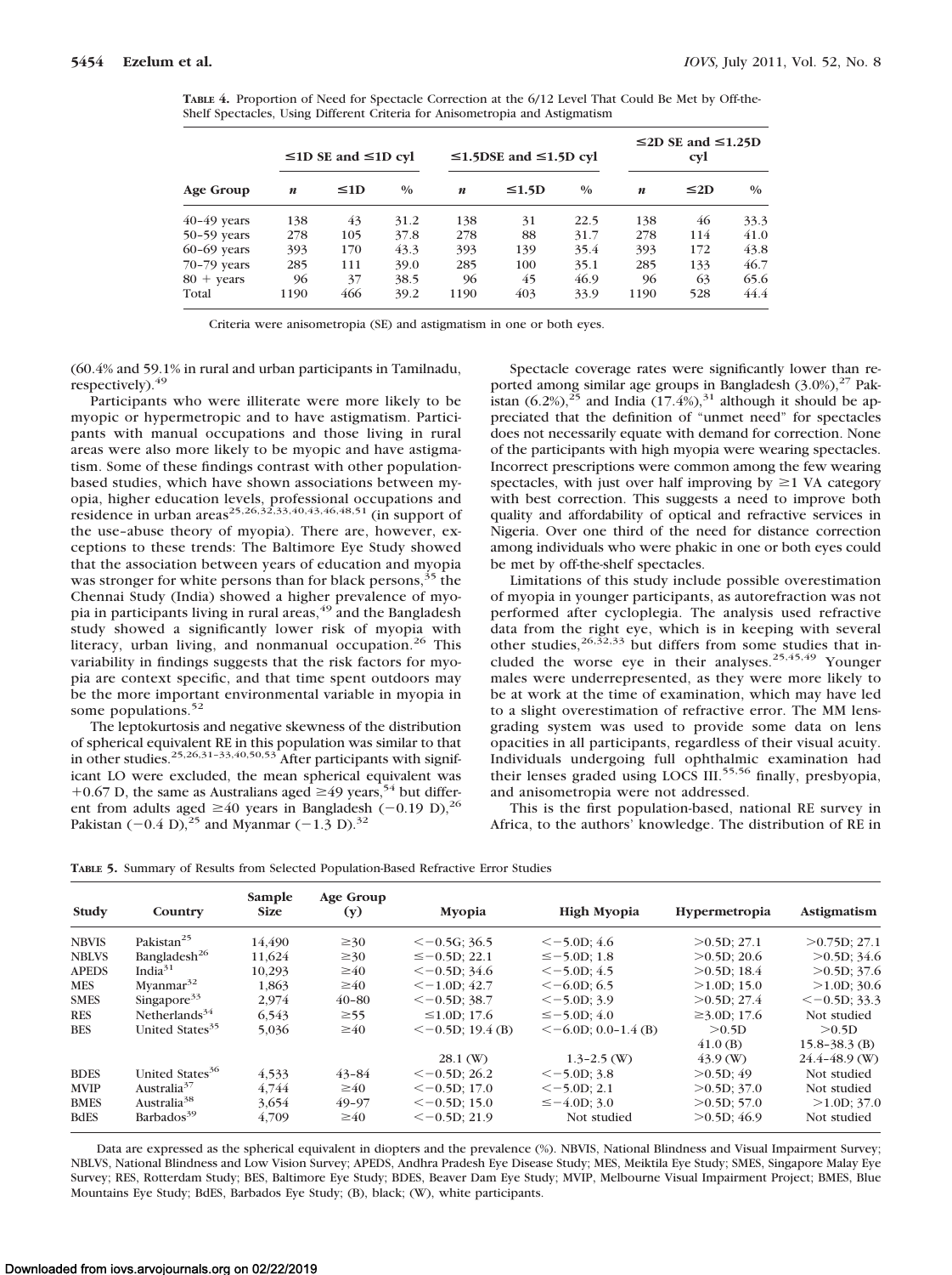**TABLE 4.** Proportion of Need for Spectacle Correction at the 6/12 Level That Could Be Met by Off-the-Shelf Spectacles, Using Different Criteria for Anisometropia and Astigmatism

| Age Group | ≤1D SE and ≤1D cyl | | | ≤1.5DSE and ≤1.5D cyl | | | ≤2D SE and ≤1.25D cyl | | |
|---|---|---|---|---|---|---|---|---|---|
| | *n* | ≤1D | % | *n* | ≤1.5D | % | *n* | ≤2D | % |
| 40–49 years | 138 | 43 | 31.2 | 138 | 31 | 22.5 | 138 | 46 | 33.3 |
| 50–59 years | 278 | 105 | 37.8 | 278 | 88 | 31.7 | 278 | 114 | 41.0 |
| 60–69 years | 393 | 170 | 43.3 | 393 | 139 | 35.4 | 393 | 172 | 43.8 |
| 70–79 years | 285 | 111 | 39.0 | 285 | 100 | 35.1 | 285 | 133 | 46.7 |
| 80 + years | 96 | 37 | 38.5 | 96 | 45 | 46.9 | 96 | 63 | 65.6 |
| Total | 1190 | 466 | 39.2 | 1190 | 403 | 33.9 | 1190 | 528 | 44.4 |

Criteria were anisometropia (SE) and astigmatism in one or both eyes.

(60.4% and 59.1% in rural and urban participants in Tamilnadu, respectively).[49]

Participants who were illiterate were more likely to be myopic or hypermetropic and to have astigmatism. Participants with manual occupations and those living in rural areas were also more likely to be myopic and have astigmatism. Some of these findings contrast with other population-based studies, which have shown associations between myopia, higher education levels, professional occupations and residence in urban areas[25,26,32,33,40,43,46,48,51] (in support of the use–abuse theory of myopia). There are, however, exceptions to these trends: The Baltimore Eye Study showed that the association between years of education and myopia was stronger for white persons than for black persons,[35] the Chennai Study (India) showed a higher prevalence of myopia in participants living in rural areas,[49] and the Bangladesh study showed a significantly lower risk of myopia with literacy, urban living, and nonmanual occupation.[26] This variability in findings suggests that the risk factors for myopia are context specific, and that time spent outdoors may be the more important environmental variable in myopia in some populations.[52]

The leptokurtosis and negative skewness of the distribution of spherical equivalent RE in this population was similar to that in other studies.[25,26,31–33,40,50,53] After participants with significant LO were excluded, the mean spherical equivalent was +0.67 D, the same as Australians aged ≥49 years,[54] but different from adults aged ≥40 years in Bangladesh (−0.19 D),[26] Pakistan (−0.4 D),[25] and Myanmar (−1.3 D).[32]

Spectacle coverage rates were significantly lower than reported among similar age groups in Bangladesh (3.0%),[27] Pakistan (6.2%),[25] and India (17.4%),[31] although it should be appreciated that the definition of "unmet need" for spectacles does not necessarily equate with demand for correction. None of the participants with high myopia were wearing spectacles. Incorrect prescriptions were common among the few wearing spectacles, with just over half improving by ≥1 VA category with best correction. This suggests a need to improve both quality and affordability of optical and refractive services in Nigeria. Over one third of the need for distance correction among individuals who were phakic in one or both eyes could be met by off-the-shelf spectacles.

Limitations of this study include possible overestimation of myopia in younger participants, as autorefraction was not performed after cycloplegia. The analysis used refractive data from the right eye, which is in keeping with several other studies,[26,32,33] but differs from some studies that included the worse eye in their analyses.[25,45,49] Younger males were underrepresented, as they were more likely to be at work at the time of examination, which may have led to a slight overestimation of refractive error. The MM lens-grading system was used to provide some data on lens opacities in all participants, regardless of their visual acuity. Individuals undergoing full ophthalmic examination had their lenses graded using LOCS III.[55,56] finally, presbyopia, and anisometropia were not addressed.

This is the first population-based, national RE survey in Africa, to the authors' knowledge. The distribution of RE in

**TABLE 5.** Summary of Results from Selected Population-Based Refractive Error Studies

| Study | Country | Sample Size | Age Group (y) | Myopia | High Myopia | Hypermetropia | Astigmatism |
|---|---|---|---|---|---|---|---|
| NBVIS | Pakistan[25] | 14,490 | ≥30 | <−0.5G; 36.5 | <−5.0D; 4.6 | >0.5D; 27.1 | >0.75D; 27.1 |
| NBLVS | Bangladesh[26] | 11,624 | ≥30 | ≤−0.5D; 22.1 | ≤−5.0D; 1.8 | >0.5D; 20.6 | >0.5D; 34.6 |
| APEDS | India[31] | 10,293 | ≥40 | <−0.5D; 34.6 | <−5.0D; 4.5 | >0.5D; 18.4 | >0.5D; 37.6 |
| MES | Myanmar[32] | 1,863 | ≥40 | <−1.0D; 42.7 | <−6.0D; 6.5 | >1.0D; 15.0 | >1.0D; 30.6 |
| SMES | Singapore[33] | 2,974 | 40–80 | <−0.5D; 38.7 | <−5.0D; 3.9 | >0.5D; 27.4 | <−0.5D; 33.3 |
| RES | Netherlands[34] | 6,543 | ≥55 | ≤1.0D; 17.6 | ≤−5.0D; 4.0 | ≥3.0D; 17.6 | Not studied |
| BES | United States[35] | 5,036 | ≥40 | <−0.5D; 19.4 (B) | <−6.0D; 0.0–1.4 (B) | >0.5D | >0.5D |
| | | | | | | 41.0 (B) | 15.8–38.3 (B) |
| | | | | 28.1 (W) | 1.3–2.5 (W) | 43.9 (W) | 24.4–48.9 (W) |
| BDES | United States[36] | 4,533 | 43–84 | <−0.5D; 26.2 | <−5.0D; 3.8 | >0.5D; 49 | Not studied |
| MVIP | Australia[37] | 4,744 | ≥40 | <−0.5D; 17.0 | <−5.0D; 2.1 | >0.5D; 37.0 | Not studied |
| BMES | Australia[38] | 3,654 | 49–97 | <−0.5D; 15.0 | ≤−4.0D; 3.0 | >0.5D; 57.0 | >1.0D; 37.0 |
| BdES | Barbados[39] | 4,709 | ≥40 | <−0.5D; 21.9 | Not studied | >0.5D; 46.9 | Not studied |

Data are expressed as the spherical equivalent in diopters and the prevalence (%). NBVIS, National Blindness and Visual Impairment Survey; NBLVS, National Blindness and Low Vision Survey; APEDS, Andhra Pradesh Eye Disease Study; MES, Meiktila Eye Study; SMES, Singapore Malay Eye Survey; RES, Rotterdam Study; BES, Baltimore Eye Study; BDES, Beaver Dam Eye Study; MVIP, Melbourne Visual Impairment Project; BMES, Blue Mountains Eye Study; BdES, Barbados Eye Study; (B), black; (W), white participants.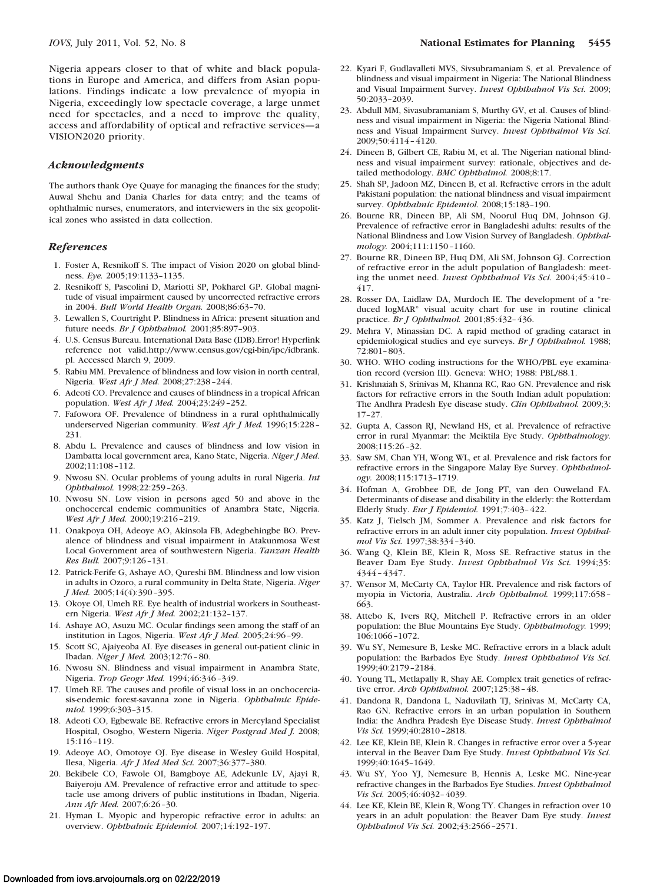Nigeria appears closer to that of white and black populations in Europe and America, and differs from Asian populations. Findings indicate a low prevalence of myopia in Nigeria, exceedingly low spectacle coverage, a large unmet need for spectacles, and a need to improve the quality, access and affordability of optical and refractive services—a VISION2020 priority.

### *Acknowledgments*

The authors thank Oye Quaye for managing the finances for the study; Auwal Shehu and Dania Charles for data entry; and the teams of ophthalmic nurses, enumerators, and interviewers in the six geopolitical zones who assisted in data collection.

### *References*

1. Foster A, Resnikoff S. The impact of Vision 2020 on global blindness. *Eye.* 2005;19:1133–1135.
2. Resnikoff S, Pascolini D, Mariotti SP, Pokharel GP. Global magnitude of visual impairment caused by uncorrected refractive errors in 2004. *Bull World Health Organ.* 2008;86:63–70.
3. Lewallen S, Courtright P. Blindness in Africa: present situation and future needs. *Br J Ophthalmol.* 2001;85:897–903.
4. U.S. Census Bureau. International Data Base (IDB).Error! Hyperlink reference not valid.http://www.census.gov/cgi-bin/ipc/idbrank.pl. Accessed March 9, 2009.
5. Rabiu MM. Prevalence of blindness and low vision in north central, Nigeria. *West Afr J Med.* 2008;27:238–244.
6. Adeoti CO. Prevalence and causes of blindness in a tropical African population. *West Afr J Med.* 2004;23:249–252.
7. Fafowora OF. Prevalence of blindness in a rural ophthalmically underserved Nigerian community. *West Afr J Med.* 1996;15:228–231.
8. Abdu L. Prevalence and causes of blindness and low vision in Dambatta local government area, Kano State, Nigeria. *Niger J Med.* 2002;11:108–112.
9. Nwosu SN. Ocular problems of young adults in rural Nigeria. *Int Ophthalmol.* 1998;22:259–263.
10. Nwosu SN. Low vision in persons aged 50 and above in the onchocercal endemic communities of Anambra State, Nigeria. *West Afr J Med.* 2000;19:216–219.
11. Onakpoya OH, Adeoye AO, Akinsola FB, Adegbehingbe BO. Prevalence of blindness and visual impairment in Atakunmosa West Local Government area of southwestern Nigeria. *Tanzan Health Res Bull.* 2007;9:126–131.
12. Patrick-Ferife G, Ashaye AO, Qureshi BM. Blindness and low vision in adults in Ozoro, a rural community in Delta State, Nigeria. *Niger J Med.* 2005;14(4):390–395.
13. Okoye OI, Umeh RE. Eye health of industrial workers in Southeastern Nigeria. *West Afr J Med.* 2002;21:132–137.
14. Ashaye AO, Asuzu MC. Ocular findings seen among the staff of an institution in Lagos, Nigeria. *West Afr J Med.* 2005;24:96–99.
15. Scott SC, Ajaiyeoba AI. Eye diseases in general out-patient clinic in Ibadan. *Niger J Med.* 2003;12:76–80.
16. Nwosu SN. Blindness and visual impairment in Anambra State, Nigeria. *Trop Geogr Med.* 1994;46:346–349.
17. Umeh RE. The causes and profile of visual loss in an onchocerciasis-endemic forest-savanna zone in Nigeria. *Ophthalmic Epidemiol.* 1999;6:303–315.
18. Adeoti CO, Egbewale BE. Refractive errors in Mercyland Specialist Hospital, Osogbo, Western Nigeria. *Niger Postgrad Med J.* 2008;15:116–119.
19. Adeoye AO, Omotoye OJ. Eye disease in Wesley Guild Hospital, Ilesa, Nigeria. *Afr J Med Med Sci.* 2007;36:377–380.
20. Bekibele CO, Fawole OI, Bamgboye AE, Adekunle LV, Ajayi R, Baiyeroju AM. Prevalence of refractive error and attitude to spectacle use among drivers of public institutions in Ibadan, Nigeria. *Ann Afr Med.* 2007;6:26–30.
21. Hyman L. Myopic and hyperopic refractive error in adults: an overview. *Ophthalmic Epidemiol.* 2007;14:192–197.
22. Kyari F, Gudlavalleti MVS, Sivsubramaniam S, et al. Prevalence of blindness and visual impairment in Nigeria: The National Blindness and Visual Impairment Survey. *Invest Ophthalmol Vis Sci.* 2009;50:2033–2039.
23. Abdull MM, Sivasubramaniam S, Murthy GV, et al. Causes of blindness and visual impairment in Nigeria: the Nigeria National Blindness and Visual Impairment Survey. *Invest Ophthalmol Vis Sci.* 2009;50:4114–4120.
24. Dineen B, Gilbert CE, Rabiu M, et al. The Nigerian national blindness and visual impairment survey: rationale, objectives and detailed methodology. *BMC Ophthalmol.* 2008;8:17.
25. Shah SP, Jadoon MZ, Dineen B, et al. Refractive errors in the adult Pakistani population: the national blindness and visual impairment survey. *Ophthalmic Epidemiol.* 2008;15:183–190.
26. Bourne RR, Dineen BP, Ali SM, Noorul Huq DM, Johnson GJ. Prevalence of refractive error in Bangladeshi adults: results of the National Blindness and Low Vision Survey of Bangladesh. *Ophthalmology.* 2004;111:1150–1160.
27. Bourne RR, Dineen BP, Huq DM, Ali SM, Johnson GJ. Correction of refractive error in the adult population of Bangladesh: meeting the unmet need. *Invest Ophthalmol Vis Sci.* 2004;45:410–417.
28. Rosser DA, Laidlaw DA, Murdoch IE. The development of a "reduced logMAR" visual acuity chart for use in routine clinical practice. *Br J Ophthalmol.* 2001;85:432–436.
29. Mehra V, Minassian DC. A rapid method of grading cataract in epidemiological studies and eye surveys. *Br J Ophthalmol.* 1988;72:801–803.
30. WHO. WHO coding instructions for the WHO/PBL eye examination record (version III). Geneva: WHO; 1988: PBL/88.1.
31. Krishnaiah S, Srinivas M, Khanna RC, Rao GN. Prevalence and risk factors for refractive errors in the South Indian adult population: The Andhra Pradesh Eye disease study. *Clin Ophthalmol.* 2009;3:17–27.
32. Gupta A, Casson RJ, Newland HS, et al. Prevalence of refractive error in rural Myanmar: the Meiktila Eye Study. *Ophthalmology.* 2008;115:26–32.
33. Saw SM, Chan YH, Wong WL, et al. Prevalence and risk factors for refractive errors in the Singapore Malay Eye Survey. *Ophthalmology.* 2008;115:1713–1719.
34. Hofman A, Grobbee DE, de Jong PT, van den Ouweland FA. Determinants of disease and disability in the elderly: the Rotterdam Elderly Study. *Eur J Epidemiol.* 1991;7:403–422.
35. Katz J, Tielsch JM, Sommer A. Prevalence and risk factors for refractive errors in an adult inner city population. *Invest Ophthalmol Vis Sci.* 1997;38:334–340.
36. Wang Q, Klein BE, Klein R, Moss SE. Refractive status in the Beaver Dam Eye Study. *Invest Ophthalmol Vis Sci.* 1994;35:4344–4347.
37. Wensor M, McCarty CA, Taylor HR. Prevalence and risk factors of myopia in Victoria, Australia. *Arch Ophthalmol.* 1999;117:658–663.
38. Attebo K, Ivers RQ, Mitchell P. Refractive errors in an older population: the Blue Mountains Eye Study. *Ophthalmology.* 1999;106:1066–1072.
39. Wu SY, Nemesure B, Leske MC. Refractive errors in a black adult population: the Barbados Eye Study. *Invest Ophthalmol Vis Sci.* 1999;40:2179–2184.
40. Young TL, Metlapally R, Shay AE. Complex trait genetics of refractive error. *Arch Ophthalmol.* 2007;125:38–48.
41. Dandona R, Dandona L, Naduvilath TJ, Srinivas M, McCarty CA, Rao GN. Refractive errors in an urban population in Southern India: the Andhra Pradesh Eye Disease Study. *Invest Ophthalmol Vis Sci.* 1999;40:2810–2818.
42. Lee KE, Klein BE, Klein R. Changes in refractive error over a 5-year interval in the Beaver Dam Eye Study. *Invest Ophthalmol Vis Sci.* 1999;40:1645–1649.
43. Wu SY, Yoo YJ, Nemesure B, Hennis A, Leske MC. Nine-year refractive changes in the Barbados Eye Studies. *Invest Ophthalmol Vis Sci.* 2005;46:4032–4039.
44. Lee KE, Klein BE, Klein R, Wong TY. Changes in refraction over 10 years in an adult population: the Beaver Dam Eye study. *Invest Ophthalmol Vis Sci.* 2002;43:2566–2571.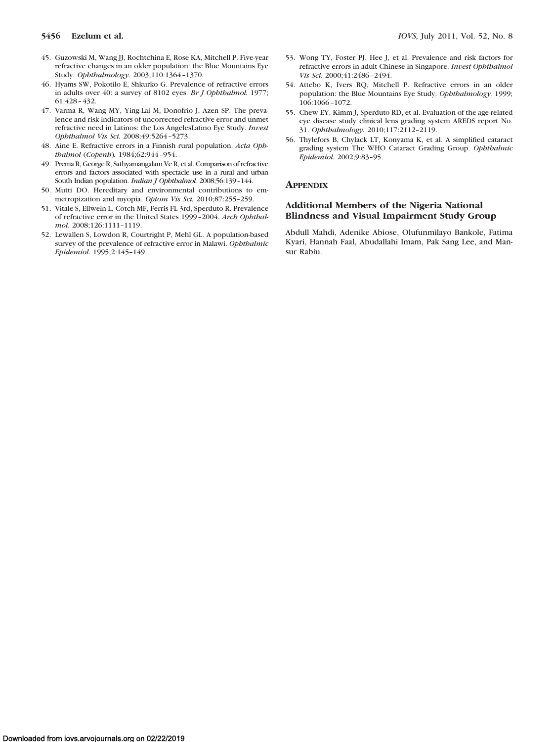45. Guzowski M, Wang JJ, Rochtchina E, Rose KA, Mitchell P. Five-year refractive changes in an older population: the Blue Mountains Eye Study. *Ophthalmology.* 2003;110:1364–1370.
46. Hyams SW, Pokotilo E, Shkurko G. Prevalence of refractive errors in adults over 40: a survey of 8102 eyes. *Br J Ophthalmol.* 1977; 61:428–432.
47. Varma R, Wang MY, Ying-Lai M, Donofrio J, Azen SP. The prevalence and risk indicators of uncorrected refractive error and unmet refractive need in Latinos: the Los AngelesLatino Eye Study. *Invest Ophthalmol Vis Sci.* 2008;49:5264–5273.
48. Aine E. Refractive errors in a Finnish rural population. *Acta Ophthalmol (Copenh).* 1984;62:944–954.
49. Prema R, George R, Sathyamangalam Ve R, et al. Comparison of refractive errors and factors associated with spectacle use in a rural and urban South Indian population. *Indian J Ophthalmol.* 2008;56:139–144.
50. Mutti DO. Hereditary and environmental contributions to emmetropization and myopia. *Optom Vis Sci.* 2010;87:255–259.
51. Vitale S, Ellwein L, Cotch MF, Ferris FL 3rd, Sperduto R. Prevalence of refractive error in the United States 1999–2004. *Arch Ophthalmol.* 2008;126:1111–1119.
52. Lewallen S, Lowdon R, Courtright P, Mehl GL. A population-based survey of the prevalence of refractive error in Malawi. *Ophthalmic Epidemiol.* 1995;2:145–149.
53. Wong TY, Foster PJ, Hee J, et al. Prevalence and risk factors for refractive errors in adult Chinese in Singapore. *Invest Ophthalmol Vis Sci.* 2000;41:2486–2494.
54. Attebo K, Ivers RQ, Mitchell P. Refractive errors in an older population: the Blue Mountains Eye Study. *Ophthalmology.* 1999; 106:1066–1072.
55. Chew EY, Kimm J, Sperduto RD, et al. Evaluation of the age-related eye disease study clinical lens grading system AREDS report No. 31. *Ophthalmology.* 2010;117:2112–2119.
56. Thylefors B, Chylack LT, Konyama K, et al. A simplified cataract grading system The WHO Cataract Grading Group. *Ophthalmic Epidemiol.* 2002;9:83–95.

## Appendix

### Additional Members of the Nigeria National Blindness and Visual Impairment Study Group

Abdull Mahdi, Adenike Abiose, Olufunmilayo Bankole, Fatima Kyari, Hannah Faal, Abudallahi Imam, Pak Sang Lee, and Mansur Rabiu.